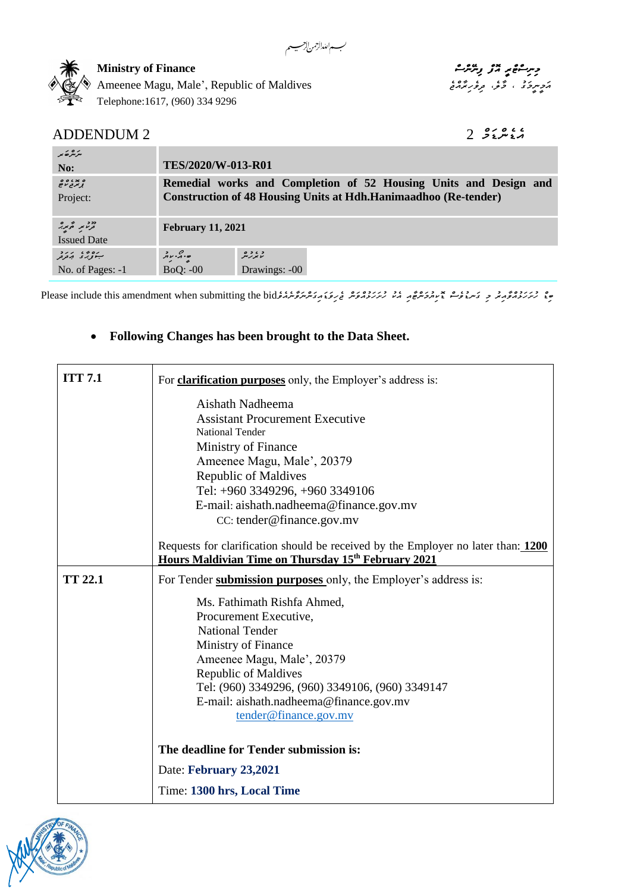بسم الله الرحمن الرحيم

**Ministry of Finance**
Ameenee Magu, Male', Republic of Maldives
Telephone:1617, (960) 334 9296

# ADDENDUM 2

| No: | TES/2020/W-013-R01 | |
|---|---|---|
| Project: | **Remedial works and Completion of 52 Housing Units and Design and Construction of 48 Housing Units at Hdh.Hanimaadhoo (Re-tender)** | |
| Issued Date | **February 11, 2021** | |
| No. of Pages: -1 | BoQ: -00 | Drawings: -00 |

Please include this amendment when submitting the bid

- **Following Changes has been brought to the Data Sheet.**

| | |
|---|---|
| **ITT 7.1** | For **clarification purposes** only, the Employer's address is:<br><br>Aishath Nadheema<br>Assistant Procurement Executive<br>National Tender<br>Ministry of Finance<br>Ameenee Magu, Male', 20379<br>Republic of Maldives<br>Tel: +960 3349296, +960 3349106<br>E-mail: aishath.nadheema@finance.gov.mv<br>CC: tender@finance.gov.mv<br><br>Requests for clarification should be received by the Employer no later than: **1200 Hours Maldivian Time on Thursday 15th February 2021** |
| **TT 22.1** | For Tender **submission purposes** only, the Employer's address is:<br><br>Ms. Fathimath Rishfa Ahmed,<br>Procurement Executive,<br>National Tender<br>Ministry of Finance<br>Ameenee Magu, Male', 20379<br>Republic of Maldives<br>Tel: (960) 3349296, (960) 3349106, (960) 3349147<br>E-mail: aishath.nadheema@finance.gov.mv<br>tender@finance.gov.mv<br><br>**The deadline for Tender submission is:**<br>Date: **February 23,2021**<br>Time: **1300 hrs, Local Time** |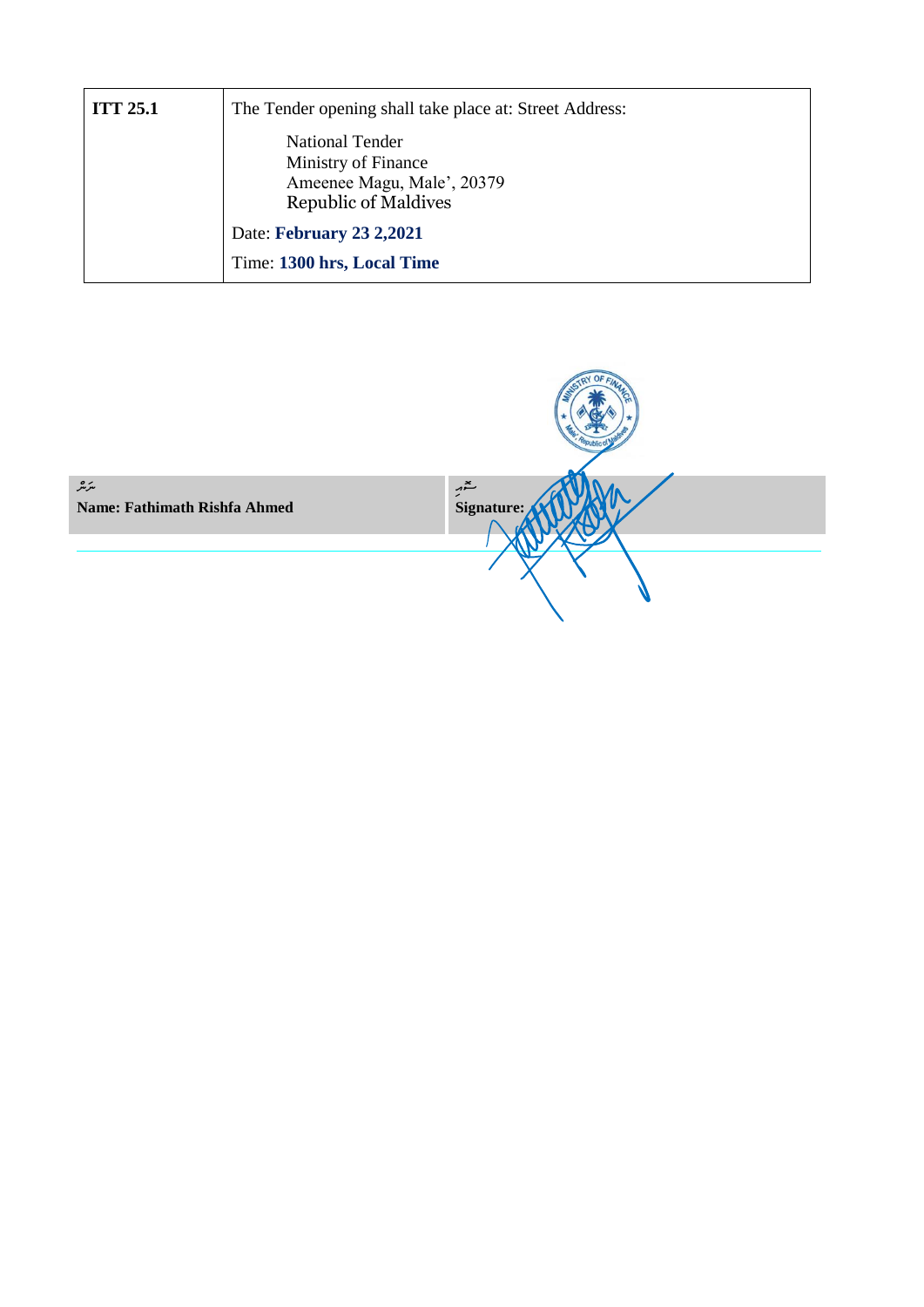| | |
|---|---|
| **ITT 25.1** | The Tender opening shall take place at: Street Address:<br><br>National Tender<br>Ministry of Finance<br>Ameenee Magu, Male', 20379<br>Republic of Maldives<br><br>Date: **February 23 2,2021**<br><br>Time: **1300 hrs, Local Time** |

| ނަން<br>**Name: Fathimath Rishfa Ahmed** | ސޮއި<br>**Signature:** |
|---|---|